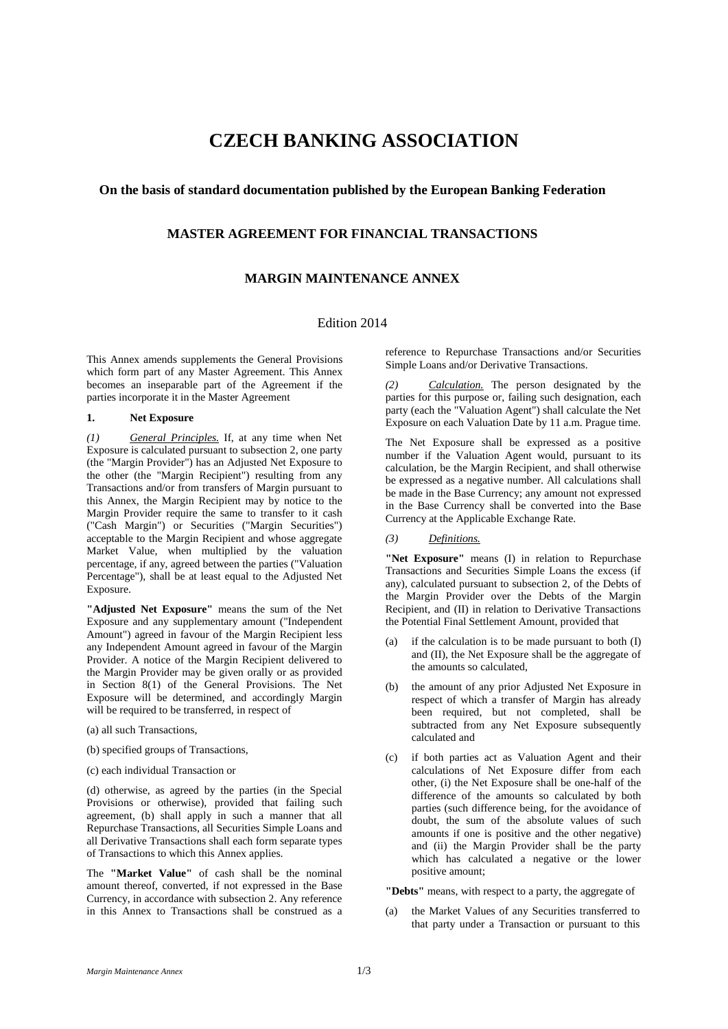# CZECH BANKING ASSOCIATION

### On the basis of standard documentation published by the European Banking Federation

### MASTER AGREEMENT FOR FINANCIAL TRANSACTIONS

### MARGIN MAINTENANCE ANNEX

Edition 2014

This Annex amends supplements the General Provisions which form part of any Master Agreement. This Annex becomes an inseparable part of the Agreement if the parties incorporate it in the Master Agreement

**1. Net Exposure**

*(1)* *General Principles.* If, at any time when Net Exposure is calculated pursuant to subsection 2, one party (the "Margin Provider") has an Adjusted Net Exposure to the other (the "Margin Recipient") resulting from any Transactions and/or from transfers of Margin pursuant to this Annex, the Margin Recipient may by notice to the Margin Provider require the same to transfer to it cash ("Cash Margin") or Securities ("Margin Securities") acceptable to the Margin Recipient and whose aggregate Market Value, when multiplied by the valuation percentage, if any, agreed between the parties ("Valuation Percentage"), shall be at least equal to the Adjusted Net Exposure.

**"Adjusted Net Exposure"** means the sum of the Net Exposure and any supplementary amount ("Independent Amount") agreed in favour of the Margin Recipient less any Independent Amount agreed in favour of the Margin Provider. A notice of the Margin Recipient delivered to the Margin Provider may be given orally or as provided in Section 8(1) of the General Provisions. The Net Exposure will be determined, and accordingly Margin will be required to be transferred, in respect of

(a) all such Transactions,

(b) specified groups of Transactions,

(c) each individual Transaction or

(d) otherwise, as agreed by the parties (in the Special Provisions or otherwise), provided that failing such agreement, (b) shall apply in such a manner that all Repurchase Transactions, all Securities Simple Loans and all Derivative Transactions shall each form separate types of Transactions to which this Annex applies.

The **"Market Value"** of cash shall be the nominal amount thereof, converted, if not expressed in the Base Currency, in accordance with subsection 2. Any reference in this Annex to Transactions shall be construed as a reference to Repurchase Transactions and/or Securities Simple Loans and/or Derivative Transactions.

*(2)* *Calculation.* The person designated by the parties for this purpose or, failing such designation, each party (each the "Valuation Agent") shall calculate the Net Exposure on each Valuation Date by 11 a.m. Prague time.

The Net Exposure shall be expressed as a positive number if the Valuation Agent would, pursuant to its calculation, be the Margin Recipient, and shall otherwise be expressed as a negative number. All calculations shall be made in the Base Currency; any amount not expressed in the Base Currency shall be converted into the Base Currency at the Applicable Exchange Rate.

*(3)* *Definitions.*

**"Net Exposure"** means (I) in relation to Repurchase Transactions and Securities Simple Loans the excess (if any), calculated pursuant to subsection 2, of the Debts of the Margin Provider over the Debts of the Margin Recipient, and (II) in relation to Derivative Transactions the Potential Final Settlement Amount, provided that

(a) if the calculation is to be made pursuant to both (I) and (II), the Net Exposure shall be the aggregate of the amounts so calculated,

(b) the amount of any prior Adjusted Net Exposure in respect of which a transfer of Margin has already been required, but not completed, shall be subtracted from any Net Exposure subsequently calculated and

(c) if both parties act as Valuation Agent and their calculations of Net Exposure differ from each other, (i) the Net Exposure shall be one-half of the difference of the amounts so calculated by both parties (such difference being, for the avoidance of doubt, the sum of the absolute values of such amounts if one is positive and the other negative) and (ii) the Margin Provider shall be the party which has calculated a negative or the lower positive amount;

**"Debts"** means, with respect to a party, the aggregate of

(a) the Market Values of any Securities transferred to that party under a Transaction or pursuant to this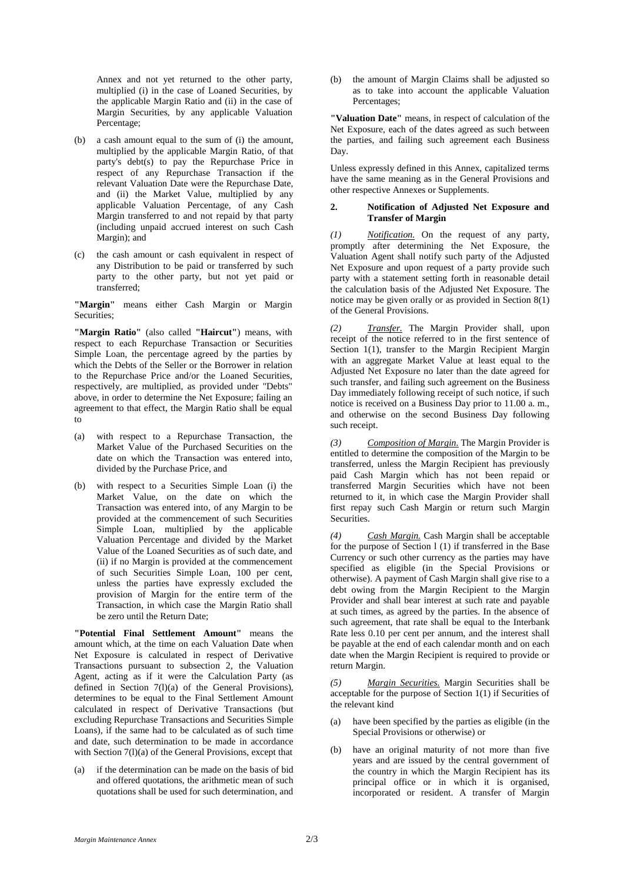Annex and not yet returned to the other party, multiplied (i) in the case of Loaned Securities, by the applicable Margin Ratio and (ii) in the case of Margin Securities, by any applicable Valuation Percentage;

(b) a cash amount equal to the sum of (i) the amount, multiplied by the applicable Margin Ratio, of that party's debt(s) to pay the Repurchase Price in respect of any Repurchase Transaction if the relevant Valuation Date were the Repurchase Date, and (ii) the Market Value, multiplied by any applicable Valuation Percentage, of any Cash Margin transferred to and not repaid by that party (including unpaid accrued interest on such Cash Margin); and

(c) the cash amount or cash equivalent in respect of any Distribution to be paid or transferred by such party to the other party, but not yet paid or transferred;

**"Margin"** means either Cash Margin or Margin Securities;

**"Margin Ratio"** (also called **"Haircut"**) means, with respect to each Repurchase Transaction or Securities Simple Loan, the percentage agreed by the parties by which the Debts of the Seller or the Borrower in relation to the Repurchase Price and/or the Loaned Securities, respectively, are multiplied, as provided under "Debts" above, in order to determine the Net Exposure; failing an agreement to that effect, the Margin Ratio shall be equal to

(a) with respect to a Repurchase Transaction, the Market Value of the Purchased Securities on the date on which the Transaction was entered into, divided by the Purchase Price, and

(b) with respect to a Securities Simple Loan (i) the Market Value, on the date on which the Transaction was entered into, of any Margin to be provided at the commencement of such Securities Simple Loan, multiplied by the applicable Valuation Percentage and divided by the Market Value of the Loaned Securities as of such date, and (ii) if no Margin is provided at the commencement of such Securities Simple Loan, 100 per cent, unless the parties have expressly excluded the provision of Margin for the entire term of the Transaction, in which case the Margin Ratio shall be zero until the Return Date;

**"Potential Final Settlement Amount"** means the amount which, at the time on each Valuation Date when Net Exposure is calculated in respect of Derivative Transactions pursuant to subsection 2, the Valuation Agent, acting as if it were the Calculation Party (as defined in Section 7(l)(a) of the General Provisions), determines to be equal to the Final Settlement Amount calculated in respect of Derivative Transactions (but excluding Repurchase Transactions and Securities Simple Loans), if the same had to be calculated as of such time and date, such determination to be made in accordance with Section 7(l)(a) of the General Provisions, except that

(a) if the determination can be made on the basis of bid and offered quotations, the arithmetic mean of such quotations shall be used for such determination, and

(b) the amount of Margin Claims shall be adjusted so as to take into account the applicable Valuation Percentages;

**"Valuation Date"** means, in respect of calculation of the Net Exposure, each of the dates agreed as such between the parties, and failing such agreement each Business Day.

Unless expressly defined in this Annex, capitalized terms have the same meaning as in the General Provisions and other respective Annexes or Supplements.

## 2. Notification of Adjusted Net Exposure and Transfer of Margin

*(1)* *Notification.* On the request of any party, promptly after determining the Net Exposure, the Valuation Agent shall notify such party of the Adjusted Net Exposure and upon request of a party provide such party with a statement setting forth in reasonable detail the calculation basis of the Adjusted Net Exposure. The notice may be given orally or as provided in Section 8(1) of the General Provisions.

*(2)* *Transfer.* The Margin Provider shall, upon receipt of the notice referred to in the first sentence of Section 1(1), transfer to the Margin Recipient Margin with an aggregate Market Value at least equal to the Adjusted Net Exposure no later than the date agreed for such transfer, and failing such agreement on the Business Day immediately following receipt of such notice, if such notice is received on a Business Day prior to 11.00 a. m., and otherwise on the second Business Day following such receipt.

*(3)* *Composition of Margin.* The Margin Provider is entitled to determine the composition of the Margin to be transferred, unless the Margin Recipient has previously paid Cash Margin which has not been repaid or transferred Margin Securities which have not been returned to it, in which case the Margin Provider shall first repay such Cash Margin or return such Margin Securities.

*(4)* *Cash Margin.* Cash Margin shall be acceptable for the purpose of Section l (1) if transferred in the Base Currency or such other currency as the parties may have specified as eligible (in the Special Provisions or otherwise). A payment of Cash Margin shall give rise to a debt owing from the Margin Recipient to the Margin Provider and shall bear interest at such rate and payable at such times, as agreed by the parties. In the absence of such agreement, that rate shall be equal to the Interbank Rate less 0.10 per cent per annum, and the interest shall be payable at the end of each calendar month and on each date when the Margin Recipient is required to provide or return Margin.

*(5)* *Margin Securities.* Margin Securities shall be acceptable for the purpose of Section 1(1) if Securities of the relevant kind

(a) have been specified by the parties as eligible (in the Special Provisions or otherwise) or

(b) have an original maturity of not more than five years and are issued by the central government of the country in which the Margin Recipient has its principal office or in which it is organised, incorporated or resident. A transfer of Margin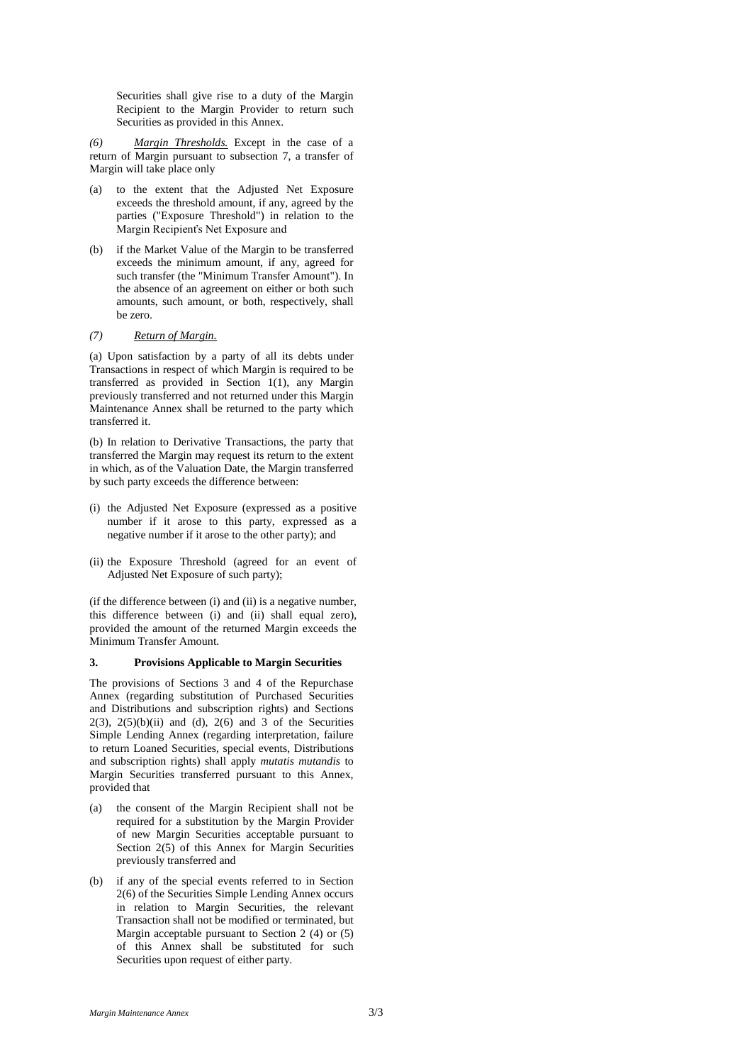Securities shall give rise to a duty of the Margin Recipient to the Margin Provider to return such Securities as provided in this Annex.

*(6)* *Margin Thresholds.* Except in the case of a return of Margin pursuant to subsection 7, a transfer of Margin will take place only

(a) to the extent that the Adjusted Net Exposure exceeds the threshold amount, if any, agreed by the parties ("Exposure Threshold") in relation to the Margin Recipient's Net Exposure and

(b) if the Market Value of the Margin to be transferred exceeds the minimum amount, if any, agreed for such transfer (the "Minimum Transfer Amount"). In the absence of an agreement on either or both such amounts, such amount, or both, respectively, shall be zero.

*(7)* *Return of Margin.*

(a) Upon satisfaction by a party of all its debts under Transactions in respect of which Margin is required to be transferred as provided in Section 1(1), any Margin previously transferred and not returned under this Margin Maintenance Annex shall be returned to the party which transferred it.

(b) In relation to Derivative Transactions, the party that transferred the Margin may request its return to the extent in which, as of the Valuation Date, the Margin transferred by such party exceeds the difference between:

(i) the Adjusted Net Exposure (expressed as a positive number if it arose to this party, expressed as a negative number if it arose to the other party); and

(ii) the Exposure Threshold (agreed for an event of Adjusted Net Exposure of such party);

(if the difference between (i) and (ii) is a negative number, this difference between (i) and (ii) shall equal zero), provided the amount of the returned Margin exceeds the Minimum Transfer Amount.

## 3. Provisions Applicable to Margin Securities

The provisions of Sections 3 and 4 of the Repurchase Annex (regarding substitution of Purchased Securities and Distributions and subscription rights) and Sections 2(3), 2(5)(b)(ii) and (d), 2(6) and 3 of the Securities Simple Lending Annex (regarding interpretation, failure to return Loaned Securities, special events, Distributions and subscription rights) shall apply *mutatis mutandis* to Margin Securities transferred pursuant to this Annex, provided that

(a) the consent of the Margin Recipient shall not be required for a substitution by the Margin Provider of new Margin Securities acceptable pursuant to Section 2(5) of this Annex for Margin Securities previously transferred and

(b) if any of the special events referred to in Section 2(6) of the Securities Simple Lending Annex occurs in relation to Margin Securities, the relevant Transaction shall not be modified or terminated, but Margin acceptable pursuant to Section 2 (4) or (5) of this Annex shall be substituted for such Securities upon request of either party.